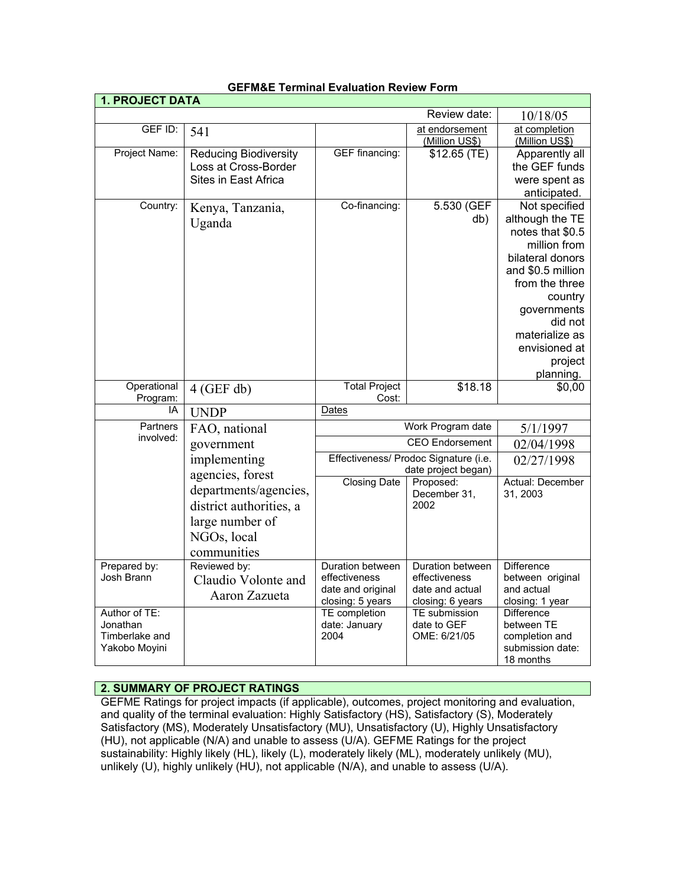**GEFM&E Terminal Evaluation Review Form**

| **1. PROJECT DATA** | | | | |
|---|---|---|---|---|
| | | | Review date: | 10/18/05 |
| GEF ID: | 541 | | at endorsement (Million US$) | at completion (Million US$) |
| Project Name: | Reducing Biodiversity Loss at Cross-Border Sites in East Africa | GEF financing: | $12.65 (TE) | Apparently all the GEF funds were spent as anticipated. |
| Country: | Kenya, Tanzania, Uganda | Co-financing: | 5.530 (GEF db) | Not specified although the TE notes that $0.5 million from bilateral donors and $0.5 million from the three country governments did not materialize as envisioned at project planning. |
| Operational Program: | 4 (GEF db) | Total Project Cost: | $18.18 | $0,00 |
| IA | UNDP | Dates | | |
| Partners involved: | FAO, national government implementing agencies, forest departments/agencies, district authorities, a large number of NGOs, local communities | Work Program date | | 5/1/1997 |
| | | CEO Endorsement | | 02/04/1998 |
| | | Effectiveness/ Prodoc Signature (i.e. date project began) | | 02/27/1998 |
| | | Closing Date | Proposed: December 31, 2002 | Actual: December 31, 2003 |
| Prepared by: Josh Brann | Reviewed by: Claudio Volonte and Aaron Zazueta | Duration between effectiveness date and original closing: 5 years | Duration between effectiveness date and actual closing: 6 years | Difference between original and actual closing: 1 year |
| Author of TE: Jonathan Timberlake and Yakobo Moyini | | TE completion date: January 2004 | TE submission date to GEF OME: 6/21/05 | Difference between TE completion and submission date: 18 months |

## 2. SUMMARY OF PROJECT RATINGS

GEFME Ratings for project impacts (if applicable), outcomes, project monitoring and evaluation, and quality of the terminal evaluation: Highly Satisfactory (HS), Satisfactory (S), Moderately Satisfactory (MS), Moderately Unsatisfactory (MU), Unsatisfactory (U), Highly Unsatisfactory (HU), not applicable (N/A) and unable to assess (U/A). GEFME Ratings for the project sustainability: Highly likely (HL), likely (L), moderately likely (ML), moderately unlikely (MU), unlikely (U), highly unlikely (HU), not applicable (N/A), and unable to assess (U/A).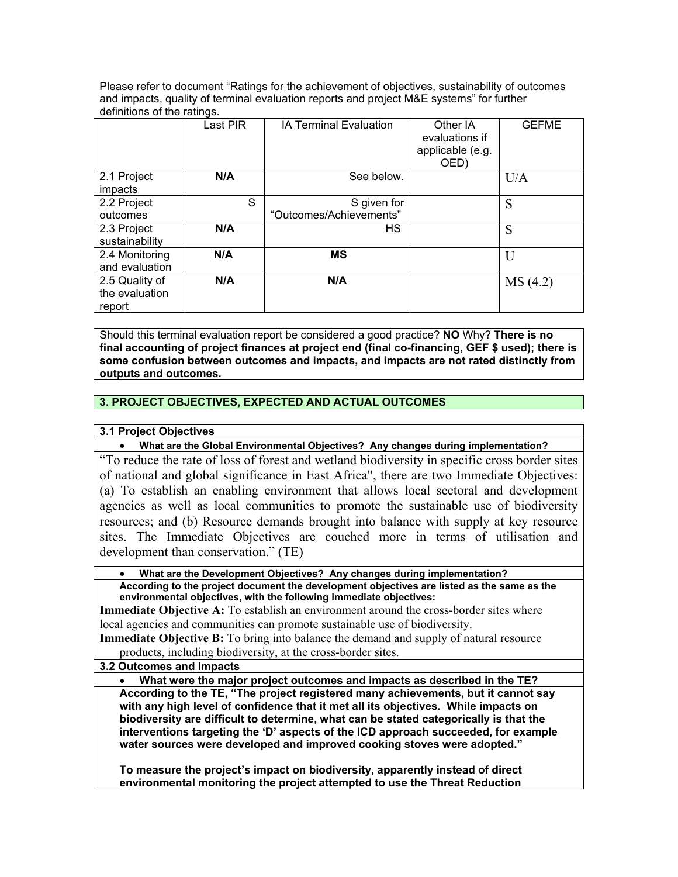Please refer to document "Ratings for the achievement of objectives, sustainability of outcomes and impacts, quality of terminal evaluation reports and project M&E systems" for further definitions of the ratings.

| | Last PIR | IA Terminal Evaluation | Other IA evaluations if applicable (e.g. OED) | GEFME |
|---|---|---|---|---|
| 2.1 Project impacts | **N/A** | See below. | | U/A |
| 2.2 Project outcomes | S | S given for "Outcomes/Achievements" | | S |
| 2.3 Project sustainability | **N/A** | HS | | S |
| 2.4 Monitoring and evaluation | **N/A** | **MS** | | U |
| 2.5 Quality of the evaluation report | **N/A** | **N/A** | | MS (4.2) |

Should this terminal evaluation report be considered a good practice? **NO** Why? **There is no final accounting of project finances at project end (final co-financing, GEF $ used); there is some confusion between outcomes and impacts, and impacts are not rated distinctly from outputs and outcomes.**

## 3. PROJECT OBJECTIVES, EXPECTED AND ACTUAL OUTCOMES

### 3.1 Project Objectives

- **What are the Global Environmental Objectives? Any changes during implementation?**

"To reduce the rate of loss of forest and wetland biodiversity in specific cross border sites of national and global significance in East Africa", there are two Immediate Objectives: (a) To establish an enabling environment that allows local sectoral and development agencies as well as local communities to promote the sustainable use of biodiversity resources; and (b) Resource demands brought into balance with supply at key resource sites. The Immediate Objectives are couched more in terms of utilisation and development than conservation." (TE)

- **What are the Development Objectives? Any changes during implementation?**

**According to the project document the development objectives are listed as the same as the environmental objectives, with the following immediate objectives:**

**Immediate Objective A:** To establish an environment around the cross-border sites where local agencies and communities can promote sustainable use of biodiversity.

**Immediate Objective B:** To bring into balance the demand and supply of natural resource products, including biodiversity, at the cross-border sites.

### 3.2 Outcomes and Impacts

- **What were the major project outcomes and impacts as described in the TE?**

**According to the TE, "The project registered many achievements, but it cannot say with any high level of confidence that it met all its objectives. While impacts on biodiversity are difficult to determine, what can be stated categorically is that the interventions targeting the 'D' aspects of the ICD approach succeeded, for example water sources were developed and improved cooking stoves were adopted."**

**To measure the project's impact on biodiversity, apparently instead of direct environmental monitoring the project attempted to use the Threat Reduction**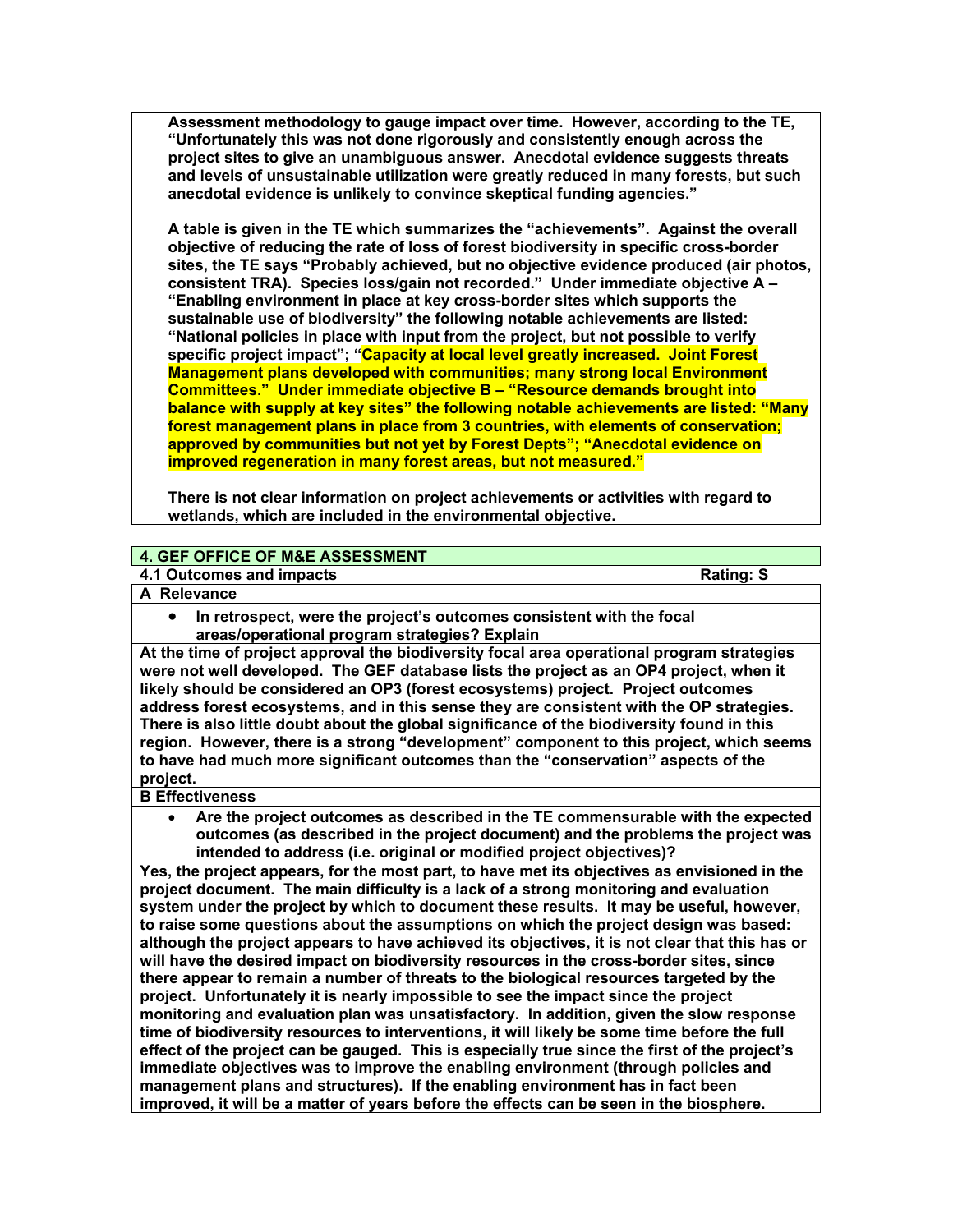**Assessment methodology to gauge impact over time. However, according to the TE, "Unfortunately this was not done rigorously and consistently enough across the project sites to give an unambiguous answer. Anecdotal evidence suggests threats and levels of unsustainable utilization were greatly reduced in many forests, but such anecdotal evidence is unlikely to convince skeptical funding agencies."**

**A table is given in the TE which summarizes the "achievements". Against the overall objective of reducing the rate of loss of forest biodiversity in specific cross-border sites, the TE says "Probably achieved, but no objective evidence produced (air photos, consistent TRA). Species loss/gain not recorded." Under immediate objective A – "Enabling environment in place at key cross-border sites which supports the sustainable use of biodiversity" the following notable achievements are listed: "National policies in place with input from the project, but not possible to verify specific project impact"; "Capacity at local level greatly increased. Joint Forest Management plans developed with communities; many strong local Environment Committees." Under immediate objective B – "Resource demands brought into balance with supply at key sites" the following notable achievements are listed: "Many forest management plans in place from 3 countries, with elements of conservation; approved by communities but not yet by Forest Depts"; "Anecdotal evidence on improved regeneration in many forest areas, but not measured."**

**There is not clear information on project achievements or activities with regard to wetlands, which are included in the environmental objective.**

## 4. GEF OFFICE OF M&E ASSESSMENT

### 4.1 Outcomes and impacts — Rating: S

**A Relevance**

- **In retrospect, were the project's outcomes consistent with the focal areas/operational program strategies? Explain**

**At the time of project approval the biodiversity focal area operational program strategies were not well developed. The GEF database lists the project as an OP4 project, when it likely should be considered an OP3 (forest ecosystems) project. Project outcomes address forest ecosystems, and in this sense they are consistent with the OP strategies. There is also little doubt about the global significance of the biodiversity found in this region. However, there is a strong "development" component to this project, which seems to have had much more significant outcomes than the "conservation" aspects of the project.**

**B Effectiveness**

- **Are the project outcomes as described in the TE commensurable with the expected outcomes (as described in the project document) and the problems the project was intended to address (i.e. original or modified project objectives)?**

**Yes, the project appears, for the most part, to have met its objectives as envisioned in the project document. The main difficulty is a lack of a strong monitoring and evaluation system under the project by which to document these results. It may be useful, however, to raise some questions about the assumptions on which the project design was based: although the project appears to have achieved its objectives, it is not clear that this has or will have the desired impact on biodiversity resources in the cross-border sites, since there appear to remain a number of threats to the biological resources targeted by the project. Unfortunately it is nearly impossible to see the impact since the project monitoring and evaluation plan was unsatisfactory. In addition, given the slow response time of biodiversity resources to interventions, it will likely be some time before the full effect of the project can be gauged. This is especially true since the first of the project's immediate objectives was to improve the enabling environment (through policies and management plans and structures). If the enabling environment has in fact been improved, it will be a matter of years before the effects can be seen in the biosphere.**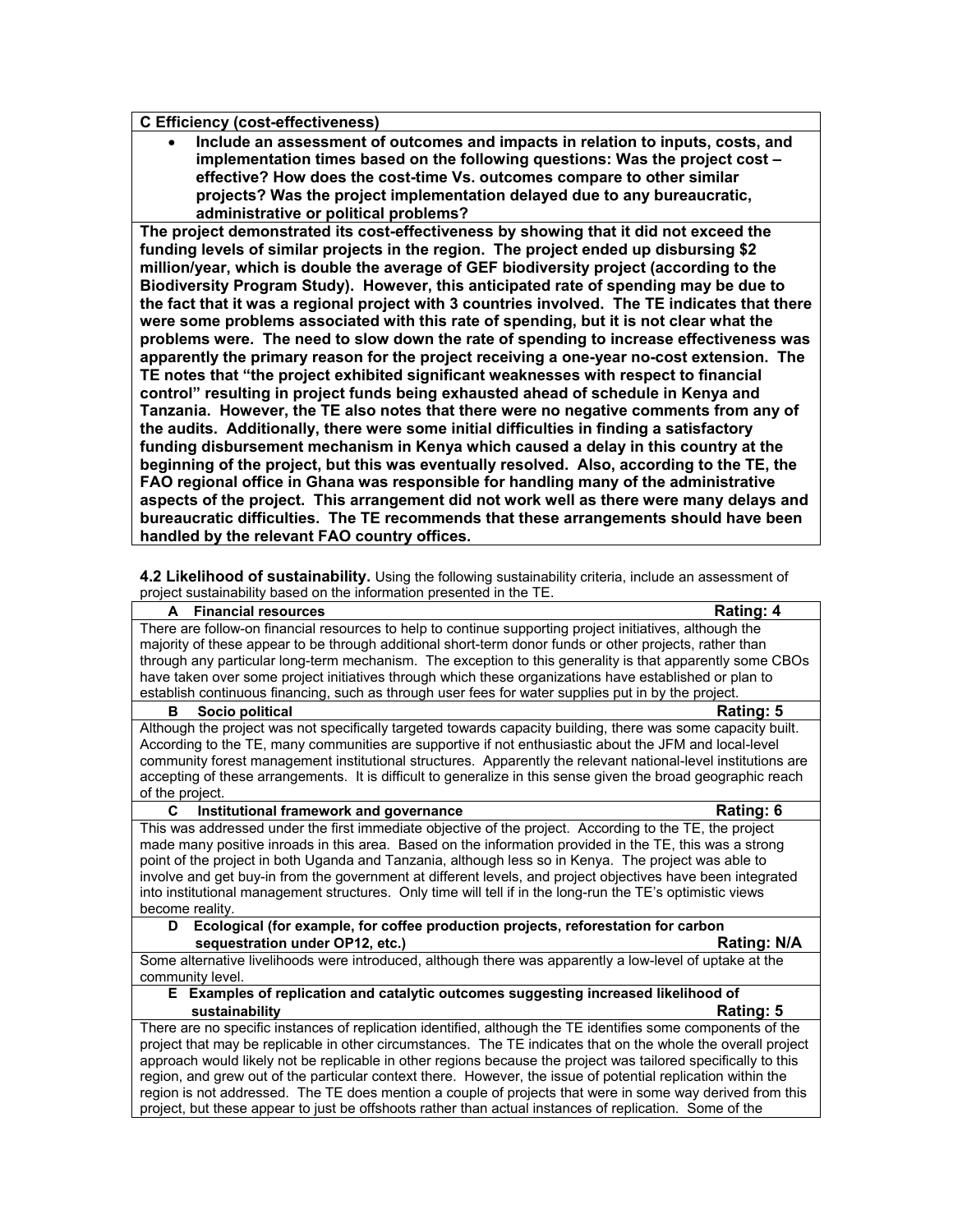**C Efficiency (cost-effectiveness)**

- **Include an assessment of outcomes and impacts in relation to inputs, costs, and implementation times based on the following questions: Was the project cost – effective? How does the cost-time Vs. outcomes compare to other similar projects? Was the project implementation delayed due to any bureaucratic, administrative or political problems?**

**The project demonstrated its cost-effectiveness by showing that it did not exceed the funding levels of similar projects in the region. The project ended up disbursing $2 million/year, which is double the average of GEF biodiversity project (according to the Biodiversity Program Study). However, this anticipated rate of spending may be due to the fact that it was a regional project with 3 countries involved. The TE indicates that there were some problems associated with this rate of spending, but it is not clear what the problems were. The need to slow down the rate of spending to increase effectiveness was apparently the primary reason for the project receiving a one-year no-cost extension. The TE notes that "the project exhibited significant weaknesses with respect to financial control" resulting in project funds being exhausted ahead of schedule in Kenya and Tanzania. However, the TE also notes that there were no negative comments from any of the audits. Additionally, there were some initial difficulties in finding a satisfactory funding disbursement mechanism in Kenya which caused a delay in this country at the beginning of the project, but this was eventually resolved. Also, according to the TE, the FAO regional office in Ghana was responsible for handling many of the administrative aspects of the project. This arrangement did not work well as there were many delays and bureaucratic difficulties. The TE recommends that these arrangements should have been handled by the relevant FAO country offices.**

**4.2 Likelihood of sustainability.** Using the following sustainability criteria, include an assessment of project sustainability based on the information presented in the TE.

**A Financial resources** — **Rating: 4**

There are follow-on financial resources to help to continue supporting project initiatives, although the majority of these appear to be through additional short-term donor funds or other projects, rather than through any particular long-term mechanism. The exception to this generality is that apparently some CBOs have taken over some project initiatives through which these organizations have established or plan to establish continuous financing, such as through user fees for water supplies put in by the project.

**B Socio political** — **Rating: 5**

Although the project was not specifically targeted towards capacity building, there was some capacity built. According to the TE, many communities are supportive if not enthusiastic about the JFM and local-level community forest management institutional structures. Apparently the relevant national-level institutions are accepting of these arrangements. It is difficult to generalize in this sense given the broad geographic reach of the project.

**C Institutional framework and governance** — **Rating: 6**

This was addressed under the first immediate objective of the project. According to the TE, the project made many positive inroads in this area. Based on the information provided in the TE, this was a strong point of the project in both Uganda and Tanzania, although less so in Kenya. The project was able to involve and get buy-in from the government at different levels, and project objectives have been integrated into institutional management structures. Only time will tell if in the long-run the TE's optimistic views become reality.

**D Ecological (for example, for coffee production projects, reforestation for carbon sequestration under OP12, etc.)** — **Rating: N/A**

Some alternative livelihoods were introduced, although there was apparently a low-level of uptake at the community level.

**E Examples of replication and catalytic outcomes suggesting increased likelihood of sustainability** — **Rating: 5**

There are no specific instances of replication identified, although the TE identifies some components of the project that may be replicable in other circumstances. The TE indicates that on the whole the overall project approach would likely not be replicable in other regions because the project was tailored specifically to this region, and grew out of the particular context there. However, the issue of potential replication within the region is not addressed. The TE does mention a couple of projects that were in some way derived from this project, but these appear to just be offshoots rather than actual instances of replication. Some of the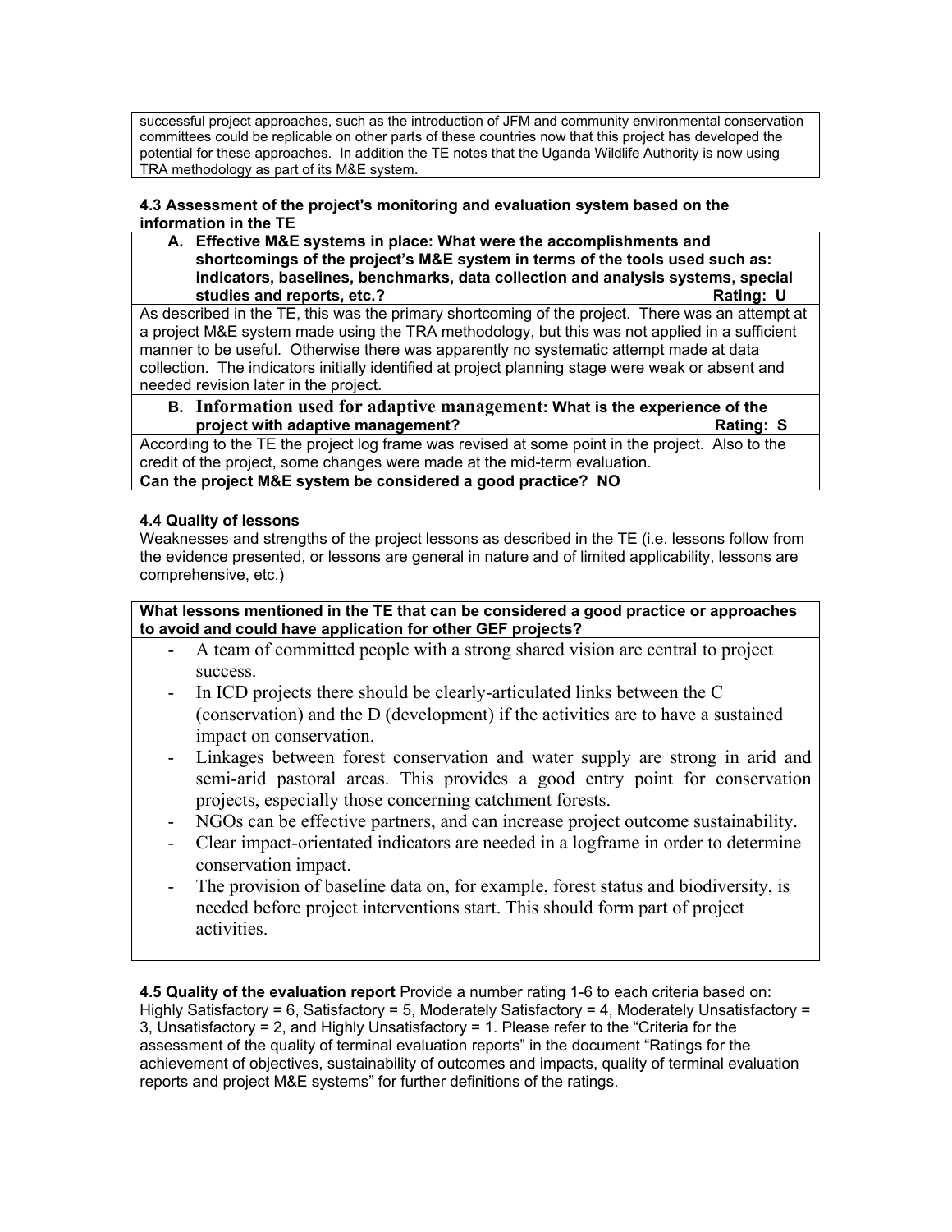successful project approaches, such as the introduction of JFM and community environmental conservation committees could be replicable on other parts of these countries now that this project has developed the potential for these approaches. In addition the TE notes that the Uganda Wildlife Authority is now using TRA methodology as part of its M&E system.

**4.3 Assessment of the project's monitoring and evaluation system based on the information in the TE**

**A. Effective M&E systems in place: What were the accomplishments and shortcomings of the project's M&E system in terms of the tools used such as: indicators, baselines, benchmarks, data collection and analysis systems, special studies and reports, etc? Rating: U**

As described in the TE, this was the primary shortcoming of the project. There was an attempt at a project M&E system made using the TRA methodology, but this was not applied in a sufficient manner to be useful. Otherwise there was apparently no systematic attempt made at data collection. The indicators initially identified at project planning stage were weak or absent and needed revision later in the project.

**B. Information used for adaptive management: What is the experience of the project with adaptive management? Rating: S**

According to the TE the project log frame was revised at some point in the project. Also to the credit of the project, some changes were made at the mid-term evaluation.

**Can the project M&E system be considered a good practice? NO**

**4.4 Quality of lessons**

Weaknesses and strengths of the project lessons as described in the TE (i.e. lessons follow from the evidence presented, or lessons are general in nature and of limited applicability, lessons are comprehensive, etc.)

**What lessons mentioned in the TE that can be considered a good practice or approaches to avoid and could have application for other GEF projects?**

- A team of committed people with a strong shared vision are central to project success.
- In ICD projects there should be clearly-articulated links between the C (conservation) and the D (development) if the activities are to have a sustained impact on conservation.
- Linkages between forest conservation and water supply are strong in arid and semi-arid pastoral areas. This provides a good entry point for conservation projects, especially those concerning catchment forests.
- NGOs can be effective partners, and can increase project outcome sustainability.
- Clear impact-orientated indicators are needed in a logframe in order to determine conservation impact.
- The provision of baseline data on, for example, forest status and biodiversity, is needed before project interventions start. This should form part of project activities.

**4.5 Quality of the evaluation report** Provide a number rating 1-6 to each criteria based on: Highly Satisfactory = 6, Satisfactory = 5, Moderately Satisfactory = 4, Moderately Unsatisfactory = 3, Unsatisfactory = 2, and Highly Unsatisfactory = 1. Please refer to the "Criteria for the assessment of the quality of terminal evaluation reports" in the document "Ratings for the achievement of objectives, sustainability of outcomes and impacts, quality of terminal evaluation reports and project M&E systems" for further definitions of the ratings.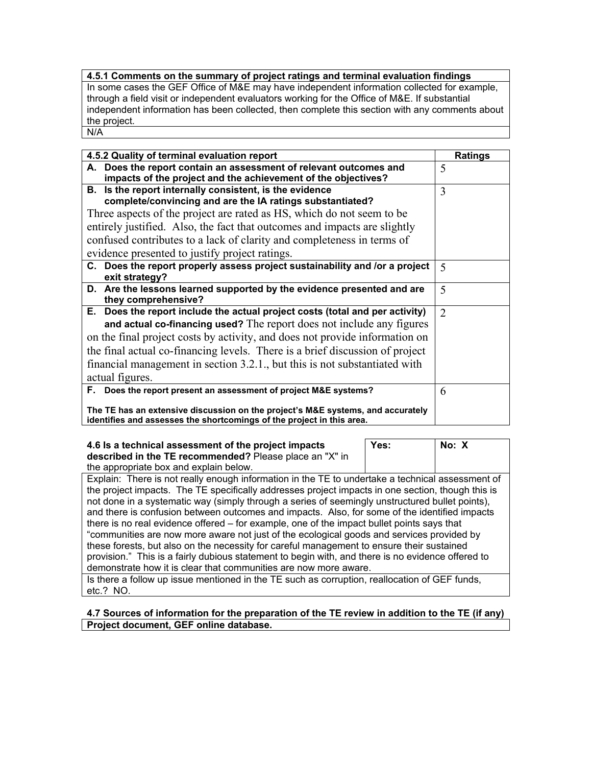| 4.5.1 Comments on the summary of project ratings and terminal evaluation findings |
|---|
| In some cases the GEF Office of M&E may have independent information collected for example, through a field visit or independent evaluators working for the Office of M&E. If substantial independent information has been collected, then complete this section with any comments about the project. |
| N/A |

| 4.5.2 Quality of terminal evaluation report | Ratings |
|---|---|
| **A. Does the report contain an assessment of relevant outcomes and impacts of the project and the achievement of the objectives?** | 5 |
| **B. Is the report internally consistent, is the evidence complete/convincing and are the IA ratings substantiated?** Three aspects of the project are rated as HS, which do not seem to be entirely justified. Also, the fact that outcomes and impacts are slightly confused contributes to a lack of clarity and completeness in terms of evidence presented to justify project ratings. | 3 |
| **C. Does the report properly assess project sustainability and /or a project exit strategy?** | 5 |
| **D. Are the lessons learned supported by the evidence presented and are they comprehensive?** | 5 |
| **E. Does the report include the actual project costs (total and per activity) and actual co-financing used?** The report does not include any figures on the final project costs by activity, and does not provide information on the final actual co-financing levels. There is a brief discussion of project financial management in section 3.2.1., but this is not substantiated with actual figures. | 2 |
| **F. Does the report present an assessment of project M&E systems?** **The TE has an extensive discussion on the project's M&E systems, and accurately identifies and assesses the shortcomings of the project in this area.** | 6 |

| **4.6 Is a technical assessment of the project impacts described in the TE recommended?** Please place an "X" in the appropriate box and explain below. | Yes: | No: X |
|---|---|---|
| Explain: There is not really enough information in the TE to undertake a technical assessment of the project impacts. The TE specifically addresses project impacts in one section, though this is not done in a systematic way (simply through a series of seemingly unstructured bullet points), and there is confusion between outcomes and impacts. Also, for some of the identified impacts there is no real evidence offered – for example, one of the impact bullet points says that "communities are now more aware not just of the ecological goods and services provided by these forests, but also on the necessity for careful management to ensure their sustained provision." This is a fairly dubious statement to begin with, and there is no evidence offered to demonstrate how it is clear that communities are now more aware. | | |
| Is there a follow up issue mentioned in the TE such as corruption, reallocation of GEF funds, etc.? NO. | | |

| **4.7 Sources of information for the preparation of the TE review in addition to the TE (if any)** |
|---|
| **Project document, GEF online database.** |